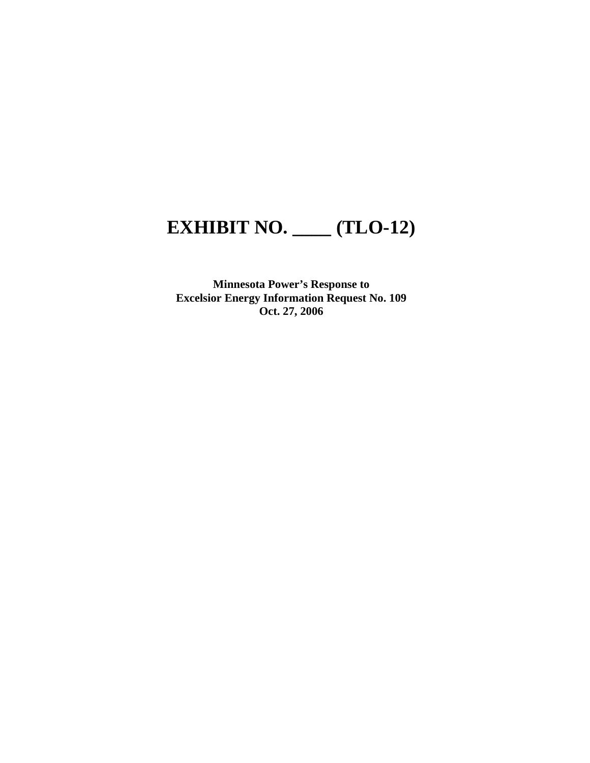# EXHIBIT NO. ____ (TLO-12)

**Minnesota Power's Response to**
**Excelsior Energy Information Request No. 109**
**Oct. 27, 2006**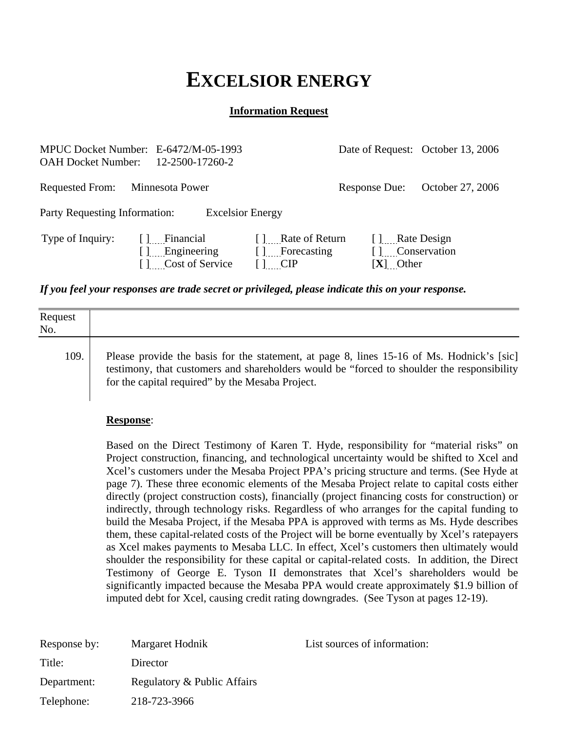# EXCELSIOR ENERGY

**Information Request**

MPUC Docket Number: E-6472/M-05-1993
OAH Docket Number: 12-2500-17260-2

Date of Request: October 13, 2006

Requested From: Minnesota Power

Response Due: October 27, 2006

Party Requesting Information: Excelsior Energy

| Type of Inquiry: | | | |
|---|---|---|---|
| | [ ] Financial | [ ] Rate of Return | [ ] Rate Design |
| | [ ] Engineering | [ ] Forecasting | [ ] Conservation |
| | [ ] Cost of Service | [ ] CIP | [**X**] Other |

***If you feel your responses are trade secret or privileged, please indicate this on your response.***

| Request No. | |
|---|---|
| 109. | Please provide the basis for the statement, at page 8, lines 15-16 of Ms. Hodnick's [sic] testimony, that customers and shareholders would be "forced to shoulder the responsibility for the capital required" by the Mesaba Project. |

**Response**:

Based on the Direct Testimony of Karen T. Hyde, responsibility for "material risks" on Project construction, financing, and technological uncertainty would be shifted to Xcel and Xcel's customers under the Mesaba Project PPA's pricing structure and terms. (See Hyde at page 7). These three economic elements of the Mesaba Project relate to capital costs either directly (project construction costs), financially (project financing costs for construction) or indirectly, through technology risks. Regardless of who arranges for the capital funding to build the Mesaba Project, if the Mesaba PPA is approved with terms as Ms. Hyde describes them, these capital-related costs of the Project will be borne eventually by Xcel's ratepayers as Xcel makes payments to Mesaba LLC. In effect, Xcel's customers then ultimately would shoulder the responsibility for these capital or capital-related costs. In addition, the Direct Testimony of George E. Tyson II demonstrates that Xcel's shareholders would be significantly impacted because the Mesaba PPA would create approximately $1.9 billion of imputed debt for Xcel, causing credit rating downgrades. (See Tyson at pages 12-19).

Response by: Margaret Hodnik

List sources of information:

Title: Director

Department: Regulatory & Public Affairs

Telephone: 218-723-3966